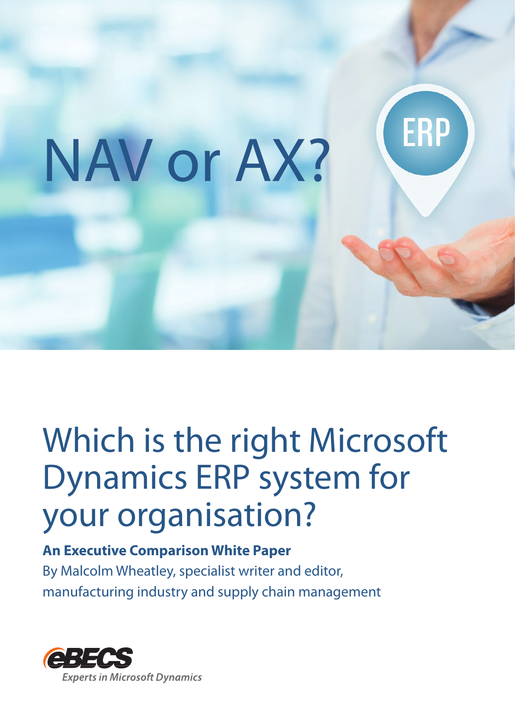# NAV or AX?

ERP

## Which is the right Microsoft Dynamics ERP system for your organisation?

**An Executive Comparison White Paper**

By Malcolm Wheatley, specialist writer and editor, manufacturing industry and supply chain management

eBECS

*Experts in Microsoft Dynamics*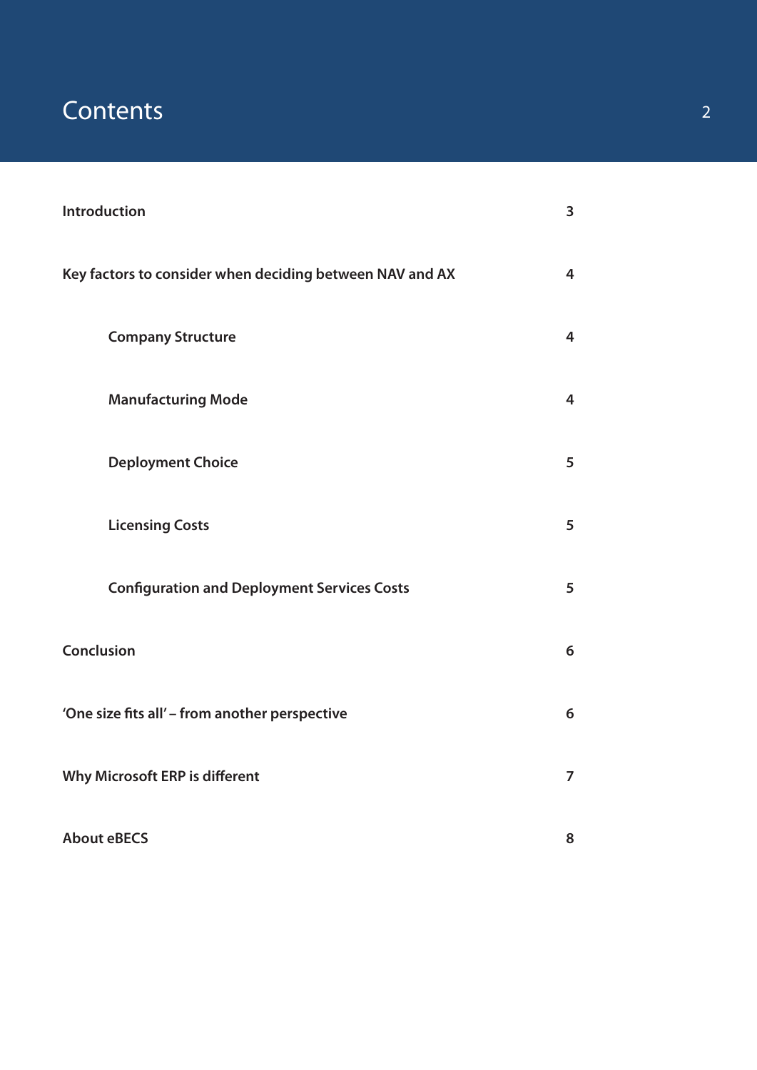# Contents

| | |
|---|---|
| **Introduction** | **3** |
| **Key factors to consider when deciding between NAV and AX** | **4** |
| &nbsp;&nbsp;&nbsp;&nbsp;**Company Structure** | **4** |
| &nbsp;&nbsp;&nbsp;&nbsp;**Manufacturing Mode** | **4** |
| &nbsp;&nbsp;&nbsp;&nbsp;**Deployment Choice** | **5** |
| &nbsp;&nbsp;&nbsp;&nbsp;**Licensing Costs** | **5** |
| &nbsp;&nbsp;&nbsp;&nbsp;**Configuration and Deployment Services Costs** | **5** |
| **Conclusion** | **6** |
| **'One size fits all' – from another perspective** | **6** |
| **Why Microsoft ERP is different** | **7** |
| **About eBECS** | **8** |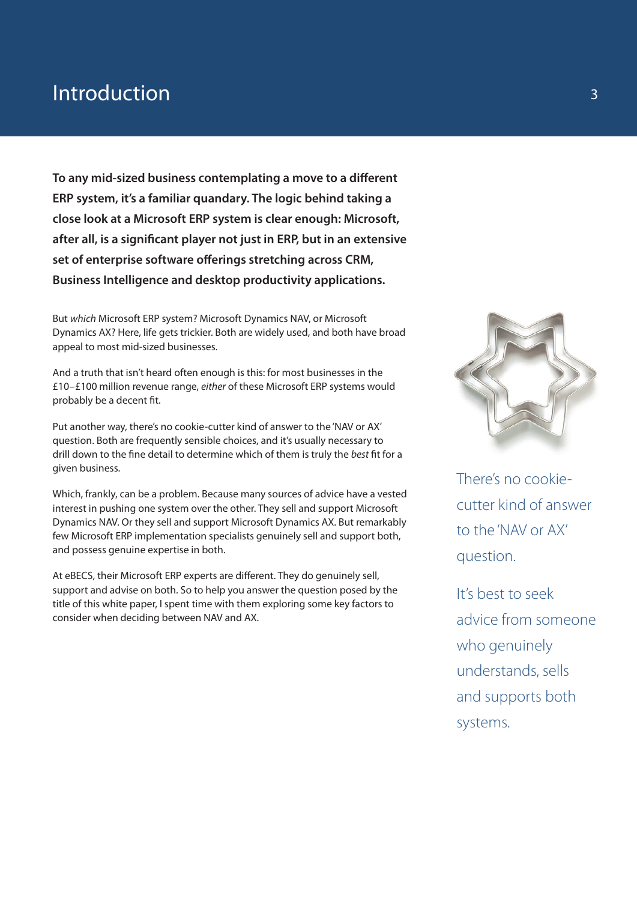# Introduction

**To any mid-sized business contemplating a move to a different ERP system, it's a familiar quandary. The logic behind taking a close look at a Microsoft ERP system is clear enough: Microsoft, after all, is a significant player not just in ERP, but in an extensive set of enterprise software offerings stretching across CRM, Business Intelligence and desktop productivity applications.**

But *which* Microsoft ERP system? Microsoft Dynamics NAV, or Microsoft Dynamics AX? Here, life gets trickier. Both are widely used, and both have broad appeal to most mid-sized businesses.

And a truth that isn't heard often enough is this: for most businesses in the £10–£100 million revenue range, *either* of these Microsoft ERP systems would probably be a decent fit.

Put another way, there's no cookie-cutter kind of answer to the 'NAV or AX' question. Both are frequently sensible choices, and it's usually necessary to drill down to the fine detail to determine which of them is truly the *best* fit for a given business.

Which, frankly, can be a problem. Because many sources of advice have a vested interest in pushing one system over the other. They sell and support Microsoft Dynamics NAV. Or they sell and support Microsoft Dynamics AX. But remarkably few Microsoft ERP implementation specialists genuinely sell and support both, and possess genuine expertise in both.

At eBECS, their Microsoft ERP experts are different. They do genuinely sell, support and advise on both. So to help you answer the question posed by the title of this white paper, I spent time with them exploring some key factors to consider when deciding between NAV and AX.

There's no cookie-cutter kind of answer to the 'NAV or AX' question.

It's best to seek advice from someone who genuinely understands, sells and supports both systems.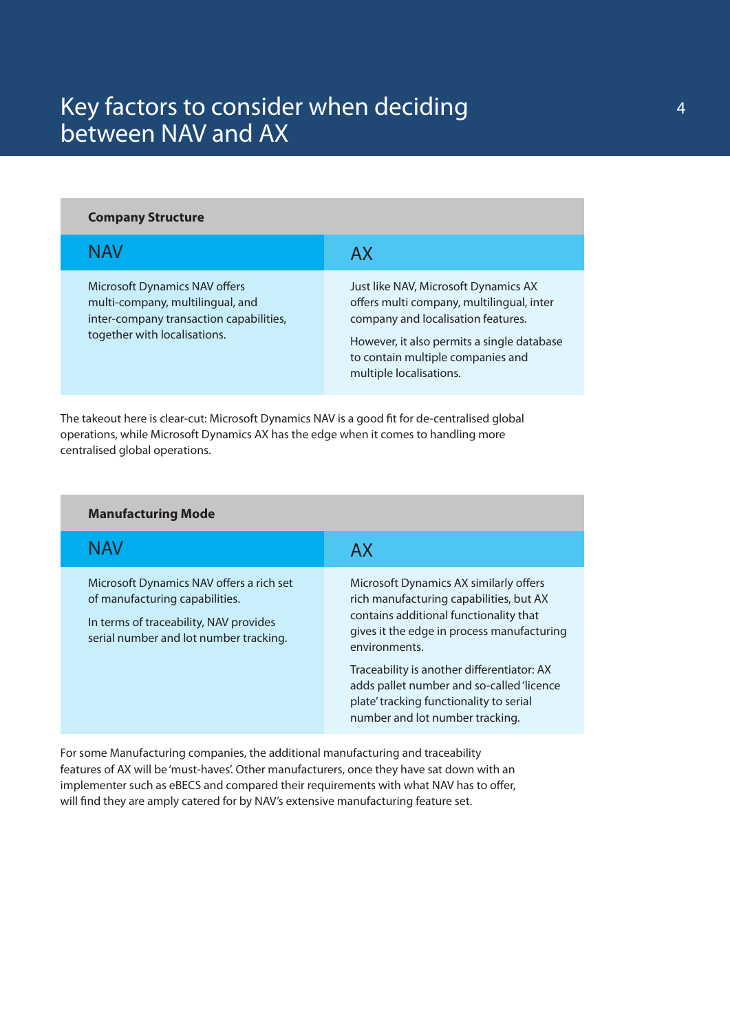# Key factors to consider when deciding between NAV and AX

| Company Structure | |
|---|---|
| **NAV** | **AX** |
| Microsoft Dynamics NAV offers multi-company, multilingual, and inter-company transaction capabilities, together with localisations. | Just like NAV, Microsoft Dynamics AX offers multi company, multilingual, inter company and localisation features. However, it also permits a single database to contain multiple companies and multiple localisations. |

The takeout here is clear-cut: Microsoft Dynamics NAV is a good fit for de-centralised global operations, while Microsoft Dynamics AX has the edge when it comes to handling more centralised global operations.

| Manufacturing Mode | |
|---|---|
| **NAV** | **AX** |
| Microsoft Dynamics NAV offers a rich set of manufacturing capabilities. In terms of traceability, NAV provides serial number and lot number tracking. | Microsoft Dynamics AX similarly offers rich manufacturing capabilities, but AX contains additional functionality that gives it the edge in process manufacturing environments. Traceability is another differentiator: AX adds pallet number and so-called 'licence plate' tracking functionality to serial number and lot number tracking. |

For some Manufacturing companies, the additional manufacturing and traceability features of AX will be 'must-haves'. Other manufacturers, once they have sat down with an implementer such as eBECS and compared their requirements with what NAV has to offer, will find they are amply catered for by NAV's extensive manufacturing feature set.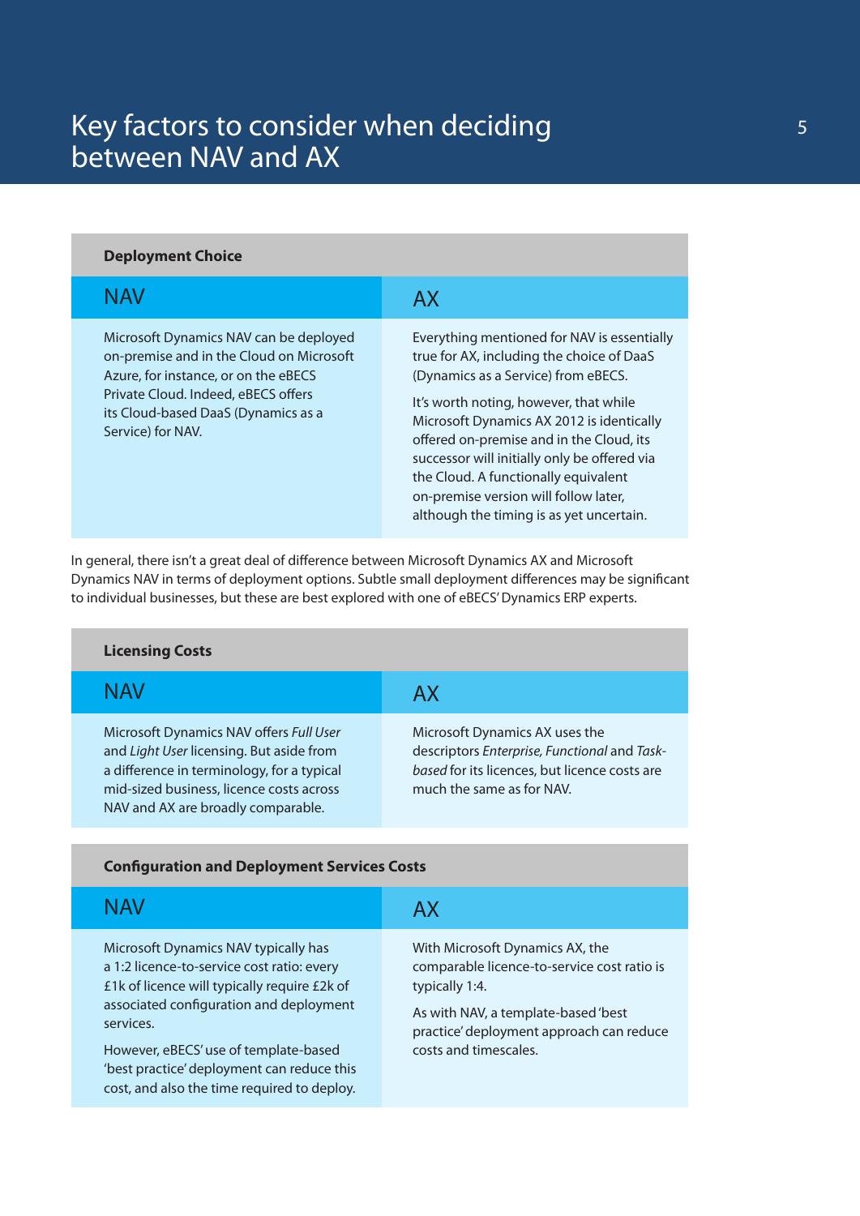# Key factors to consider when deciding between NAV and AX

### Deployment Choice

| NAV | AX |
|---|---|
| Microsoft Dynamics NAV can be deployed on-premise and in the Cloud on Microsoft Azure, for instance, or on the eBECS Private Cloud. Indeed, eBECS offers its Cloud-based DaaS (Dynamics as a Service) for NAV. | Everything mentioned for NAV is essentially true for AX, including the choice of DaaS (Dynamics as a Service) from eBECS.<br><br>It's worth noting, however, that while Microsoft Dynamics AX 2012 is identically offered on-premise and in the Cloud, its successor will initially only be offered via the Cloud. A functionally equivalent on-premise version will follow later, although the timing is as yet uncertain. |

In general, there isn't a great deal of difference between Microsoft Dynamics AX and Microsoft Dynamics NAV in terms of deployment options. Subtle small deployment differences may be significant to individual businesses, but these are best explored with one of eBECS' Dynamics ERP experts.

### Licensing Costs

| NAV | AX |
|---|---|
| Microsoft Dynamics NAV offers *Full User* and *Light User* licensing. But aside from a difference in terminology, for a typical mid-sized business, licence costs across NAV and AX are broadly comparable. | Microsoft Dynamics AX uses the descriptors *Enterprise, Functional* and *Task-based* for its licences, but licence costs are much the same as for NAV. |

### Configuration and Deployment Services Costs

| NAV | AX |
|---|---|
| Microsoft Dynamics NAV typically has a 1:2 licence-to-service cost ratio: every £1k of licence will typically require £2k of associated configuration and deployment services.<br><br>However, eBECS' use of template-based 'best practice' deployment can reduce this cost, and also the time required to deploy. | With Microsoft Dynamics AX, the comparable licence-to-service cost ratio is typically 1:4.<br><br>As with NAV, a template-based 'best practice' deployment approach can reduce costs and timescales. |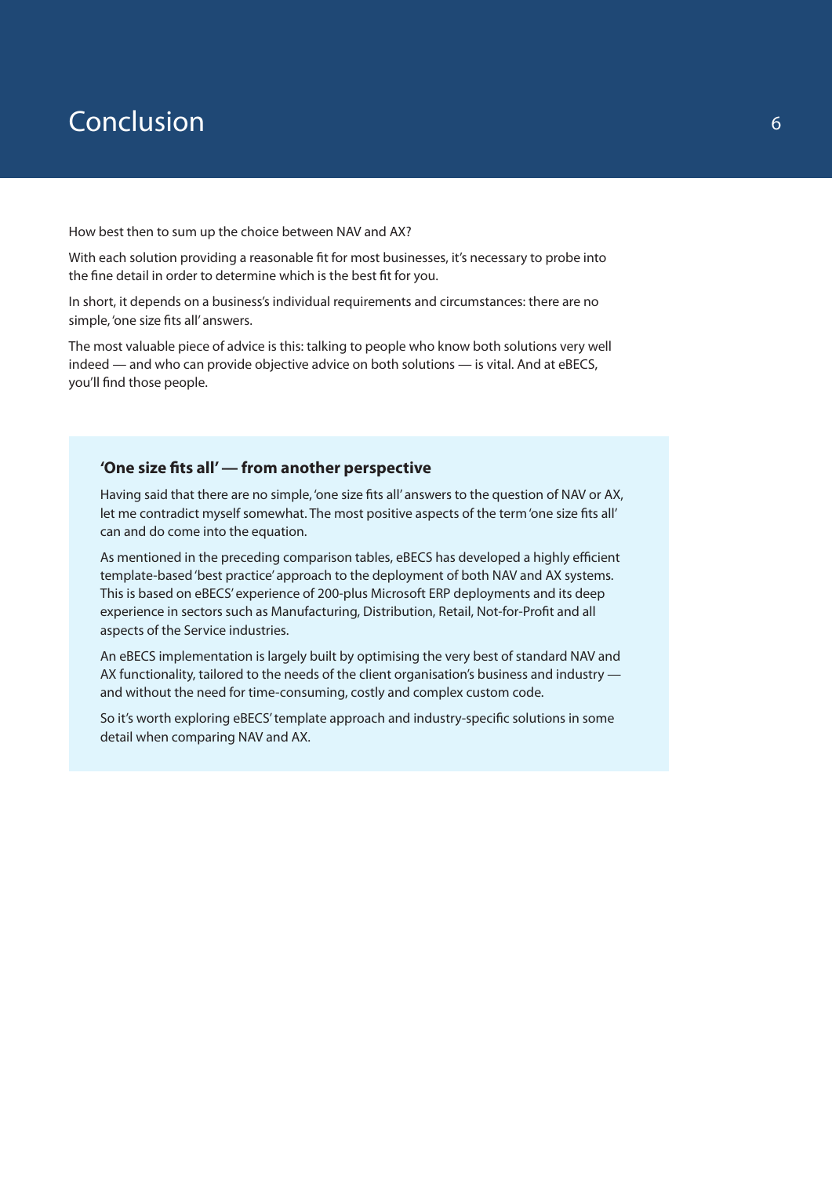# Conclusion

How best then to sum up the choice between NAV and AX?

With each solution providing a reasonable fit for most businesses, it's necessary to probe into the fine detail in order to determine which is the best fit for you.

In short, it depends on a business's individual requirements and circumstances: there are no simple, 'one size fits all' answers.

The most valuable piece of advice is this: talking to people who know both solutions very well indeed — and who can provide objective advice on both solutions — is vital. And at eBECS, you'll find those people.

### 'One size fits all' — from another perspective

Having said that there are no simple, 'one size fits all' answers to the question of NAV or AX, let me contradict myself somewhat. The most positive aspects of the term 'one size fits all' can and do come into the equation.

As mentioned in the preceding comparison tables, eBECS has developed a highly efficient template-based 'best practice' approach to the deployment of both NAV and AX systems. This is based on eBECS' experience of 200-plus Microsoft ERP deployments and its deep experience in sectors such as Manufacturing, Distribution, Retail, Not-for-Profit and all aspects of the Service industries.

An eBECS implementation is largely built by optimising the very best of standard NAV and AX functionality, tailored to the needs of the client organisation's business and industry — and without the need for time-consuming, costly and complex custom code.

So it's worth exploring eBECS' template approach and industry-specific solutions in some detail when comparing NAV and AX.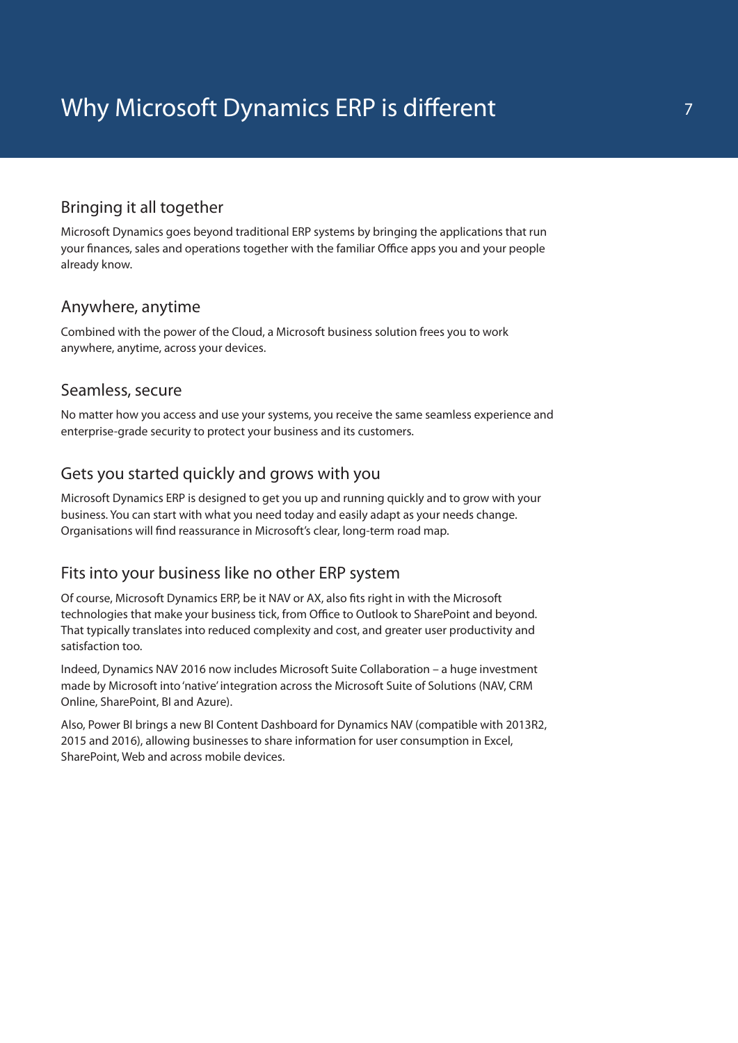# Why Microsoft Dynamics ERP is different

## Bringing it all together

Microsoft Dynamics goes beyond traditional ERP systems by bringing the applications that run your finances, sales and operations together with the familiar Office apps you and your people already know.

## Anywhere, anytime

Combined with the power of the Cloud, a Microsoft business solution frees you to work anywhere, anytime, across your devices.

## Seamless, secure

No matter how you access and use your systems, you receive the same seamless experience and enterprise-grade security to protect your business and its customers.

## Gets you started quickly and grows with you

Microsoft Dynamics ERP is designed to get you up and running quickly and to grow with your business. You can start with what you need today and easily adapt as your needs change. Organisations will find reassurance in Microsoft's clear, long-term road map.

## Fits into your business like no other ERP system

Of course, Microsoft Dynamics ERP, be it NAV or AX, also fits right in with the Microsoft technologies that make your business tick, from Office to Outlook to SharePoint and beyond. That typically translates into reduced complexity and cost, and greater user productivity and satisfaction too.

Indeed, Dynamics NAV 2016 now includes Microsoft Suite Collaboration – a huge investment made by Microsoft into 'native' integration across the Microsoft Suite of Solutions (NAV, CRM Online, SharePoint, BI and Azure).

Also, Power BI brings a new BI Content Dashboard for Dynamics NAV (compatible with 2013R2, 2015 and 2016), allowing businesses to share information for user consumption in Excel, SharePoint, Web and across mobile devices.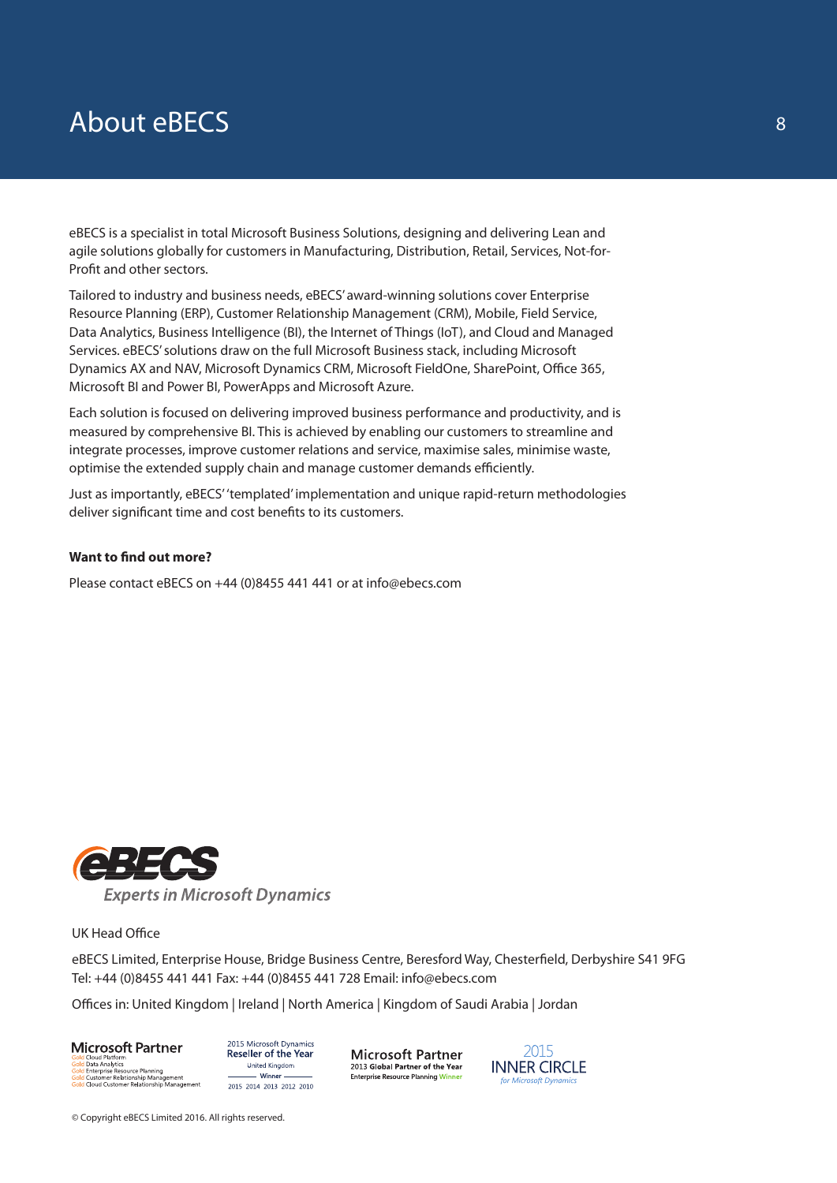# About eBECS

eBECS is a specialist in total Microsoft Business Solutions, designing and delivering Lean and agile solutions globally for customers in Manufacturing, Distribution, Retail, Services, Not-for-Profit and other sectors.

Tailored to industry and business needs, eBECS' award-winning solutions cover Enterprise Resource Planning (ERP), Customer Relationship Management (CRM), Mobile, Field Service, Data Analytics, Business Intelligence (BI), the Internet of Things (IoT), and Cloud and Managed Services. eBECS' solutions draw on the full Microsoft Business stack, including Microsoft Dynamics AX and NAV, Microsoft Dynamics CRM, Microsoft FieldOne, SharePoint, Office 365, Microsoft BI and Power BI, PowerApps and Microsoft Azure.

Each solution is focused on delivering improved business performance and productivity, and is measured by comprehensive BI. This is achieved by enabling our customers to streamline and integrate processes, improve customer relations and service, maximise sales, minimise waste, optimise the extended supply chain and manage customer demands efficiently.

Just as importantly, eBECS' 'templated' implementation and unique rapid-return methodologies deliver significant time and cost benefits to its customers.

**Want to find out more?**

Please contact eBECS on +44 (0)8455 441 441 or at info@ebecs.com

eBECS

*Experts in Microsoft Dynamics*

UK Head Office

eBECS Limited, Enterprise House, Bridge Business Centre, Beresford Way, Chesterfield, Derbyshire S41 9FG
Tel: +44 (0)8455 441 441 Fax: +44 (0)8455 441 728 Email: info@ebecs.com

Offices in: United Kingdom | Ireland | North America | Kingdom of Saudi Arabia | Jordan

Microsoft Partner
Gold Cloud Platform
Gold Data Analytics
Gold Enterprise Resource Planning
Gold Customer Relationship Management
Gold Cloud Customer Relationship Management

2015 Microsoft Dynamics
Reseller of the Year
United Kingdom
Winner
2015 2014 2013 2012 2010

Microsoft Partner
2013 Global Partner of the Year
Enterprise Resource Planning Winner

2015
INNER CIRCLE
for Microsoft Dynamics

© Copyright eBECS Limited 2016. All rights reserved.